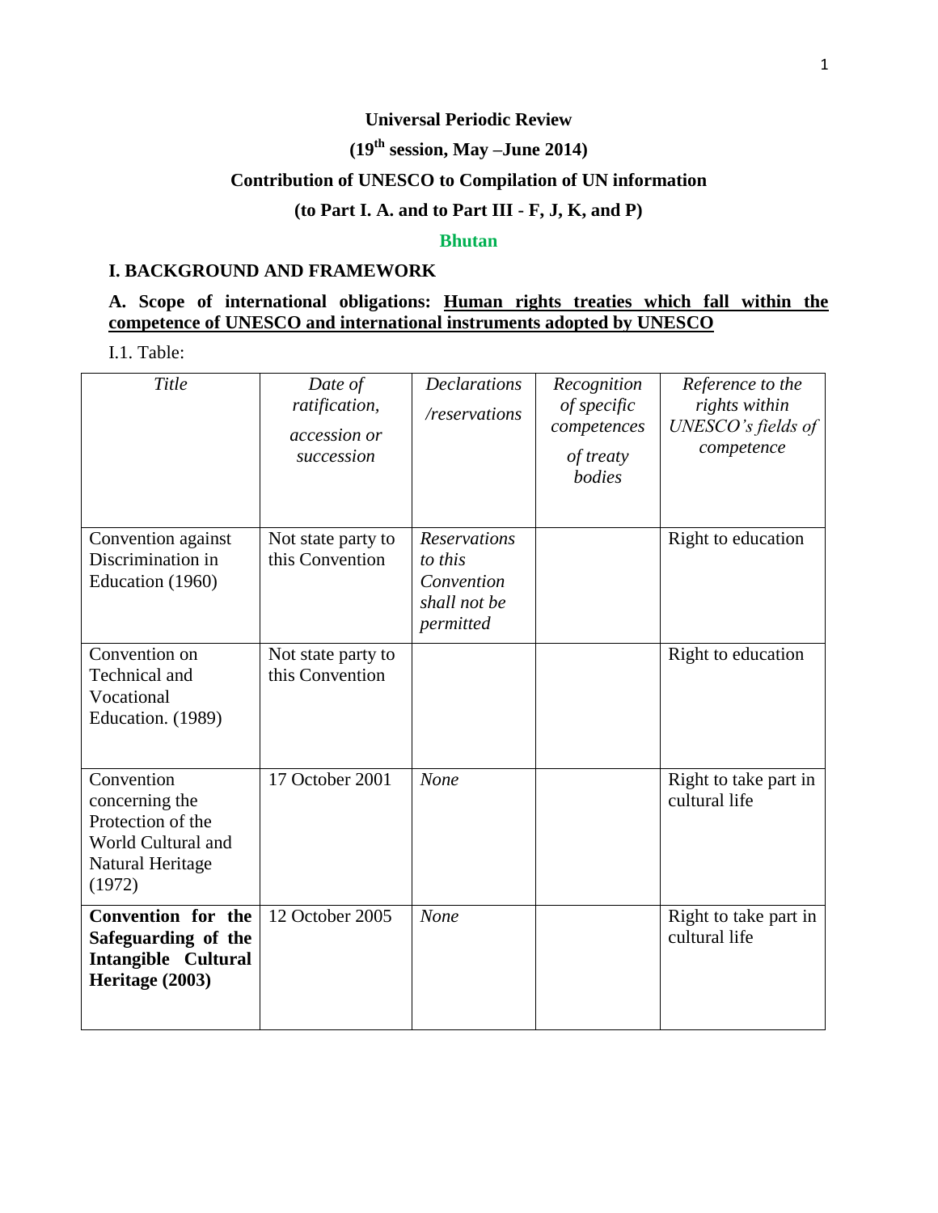**Universal Periodic Review**

**(19th session, May –June 2014)**

**Contribution of UNESCO to Compilation of UN information**

**(to Part I. A. and to Part III - F, J, K, and P)**

**Bhutan**

## I. BACKGROUND AND FRAMEWORK

### A. Scope of international obligations: Human rights treaties which fall within the competence of UNESCO and international instruments adopted by UNESCO

I.1. Table:

| *Title* | *Date of ratification, accession or succession* | *Declarations /reservations* | *Recognition of specific competences of treaty bodies* | *Reference to the rights within UNESCO's fields of competence* |
|---|---|---|---|---|
| Convention against Discrimination in Education (1960) | Not state party to this Convention | *Reservations to this Convention shall not be permitted* | | Right to education |
| Convention on Technical and Vocational Education. (1989) | Not state party to this Convention | | | Right to education |
| Convention concerning the Protection of the World Cultural and Natural Heritage (1972) | 17 October 2001 | *None* | | Right to take part in cultural life |
| **Convention for the Safeguarding of the Intangible Cultural Heritage (2003)** | 12 October 2005 | *None* | | Right to take part in cultural life |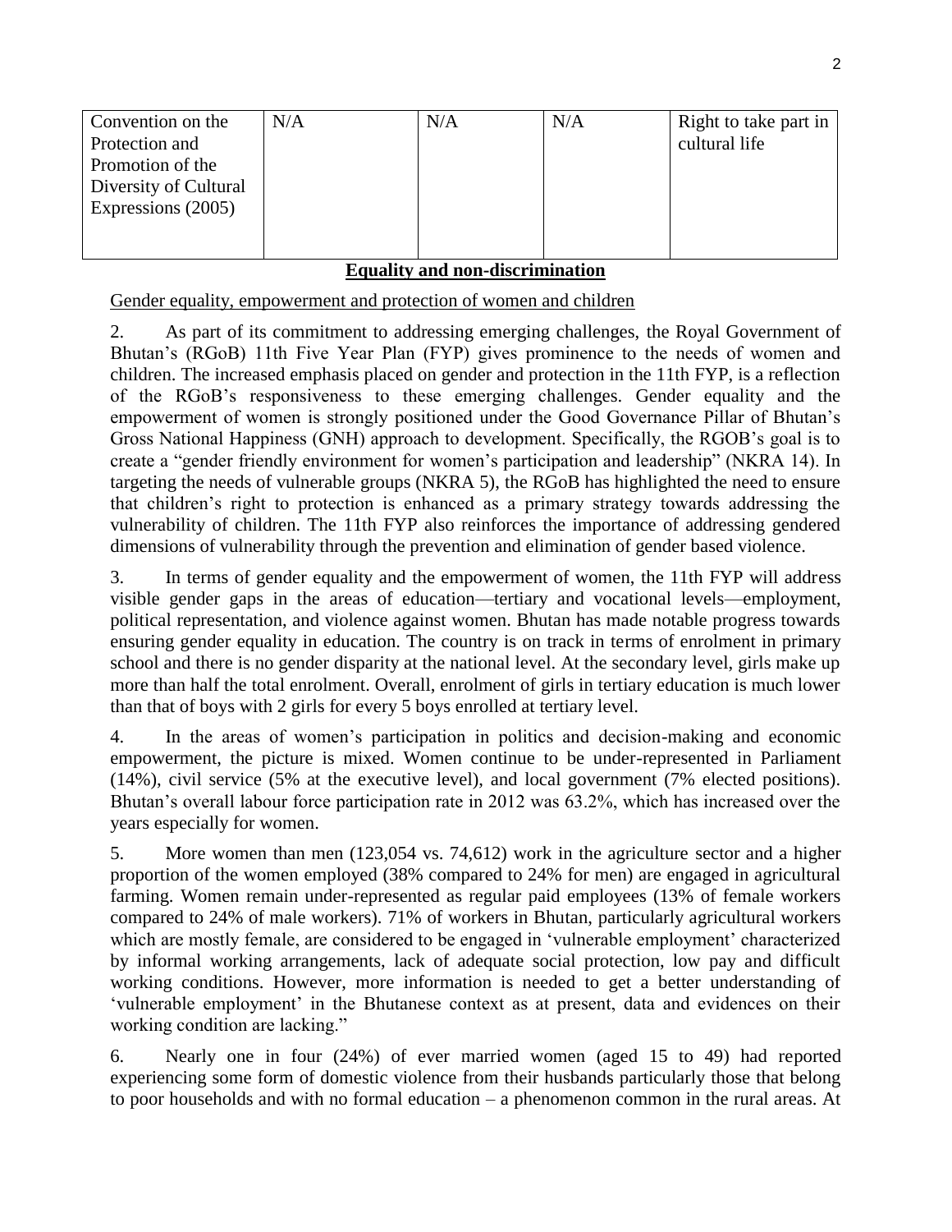| Convention on the Protection and Promotion of the Diversity of Cultural Expressions (2005) | N/A | N/A | N/A | Right to take part in cultural life |
|---|---|---|---|---|

**Equality and non-discrimination**

Gender equality, empowerment and protection of women and children

2. As part of its commitment to addressing emerging challenges, the Royal Government of Bhutan's (RGoB) 11th Five Year Plan (FYP) gives prominence to the needs of women and children. The increased emphasis placed on gender and protection in the 11th FYP, is a reflection of the RGoB's responsiveness to these emerging challenges. Gender equality and the empowerment of women is strongly positioned under the Good Governance Pillar of Bhutan's Gross National Happiness (GNH) approach to development. Specifically, the RGOB's goal is to create a "gender friendly environment for women's participation and leadership" (NKRA 14). In targeting the needs of vulnerable groups (NKRA 5), the RGoB has highlighted the need to ensure that children's right to protection is enhanced as a primary strategy towards addressing the vulnerability of children. The 11th FYP also reinforces the importance of addressing gendered dimensions of vulnerability through the prevention and elimination of gender based violence.

3. In terms of gender equality and the empowerment of women, the 11th FYP will address visible gender gaps in the areas of education—tertiary and vocational levels—employment, political representation, and violence against women. Bhutan has made notable progress towards ensuring gender equality in education. The country is on track in terms of enrolment in primary school and there is no gender disparity at the national level. At the secondary level, girls make up more than half the total enrolment. Overall, enrolment of girls in tertiary education is much lower than that of boys with 2 girls for every 5 boys enrolled at tertiary level.

4. In the areas of women's participation in politics and decision-making and economic empowerment, the picture is mixed. Women continue to be under-represented in Parliament (14%), civil service (5% at the executive level), and local government (7% elected positions). Bhutan's overall labour force participation rate in 2012 was 63.2%, which has increased over the years especially for women.

5. More women than men (123,054 vs. 74,612) work in the agriculture sector and a higher proportion of the women employed (38% compared to 24% for men) are engaged in agricultural farming. Women remain under-represented as regular paid employees (13% of female workers compared to 24% of male workers). 71% of workers in Bhutan, particularly agricultural workers which are mostly female, are considered to be engaged in 'vulnerable employment' characterized by informal working arrangements, lack of adequate social protection, low pay and difficult working conditions. However, more information is needed to get a better understanding of 'vulnerable employment' in the Bhutanese context as at present, data and evidences on their working condition are lacking."

6. Nearly one in four (24%) of ever married women (aged 15 to 49) had reported experiencing some form of domestic violence from their husbands particularly those that belong to poor households and with no formal education – a phenomenon common in the rural areas. At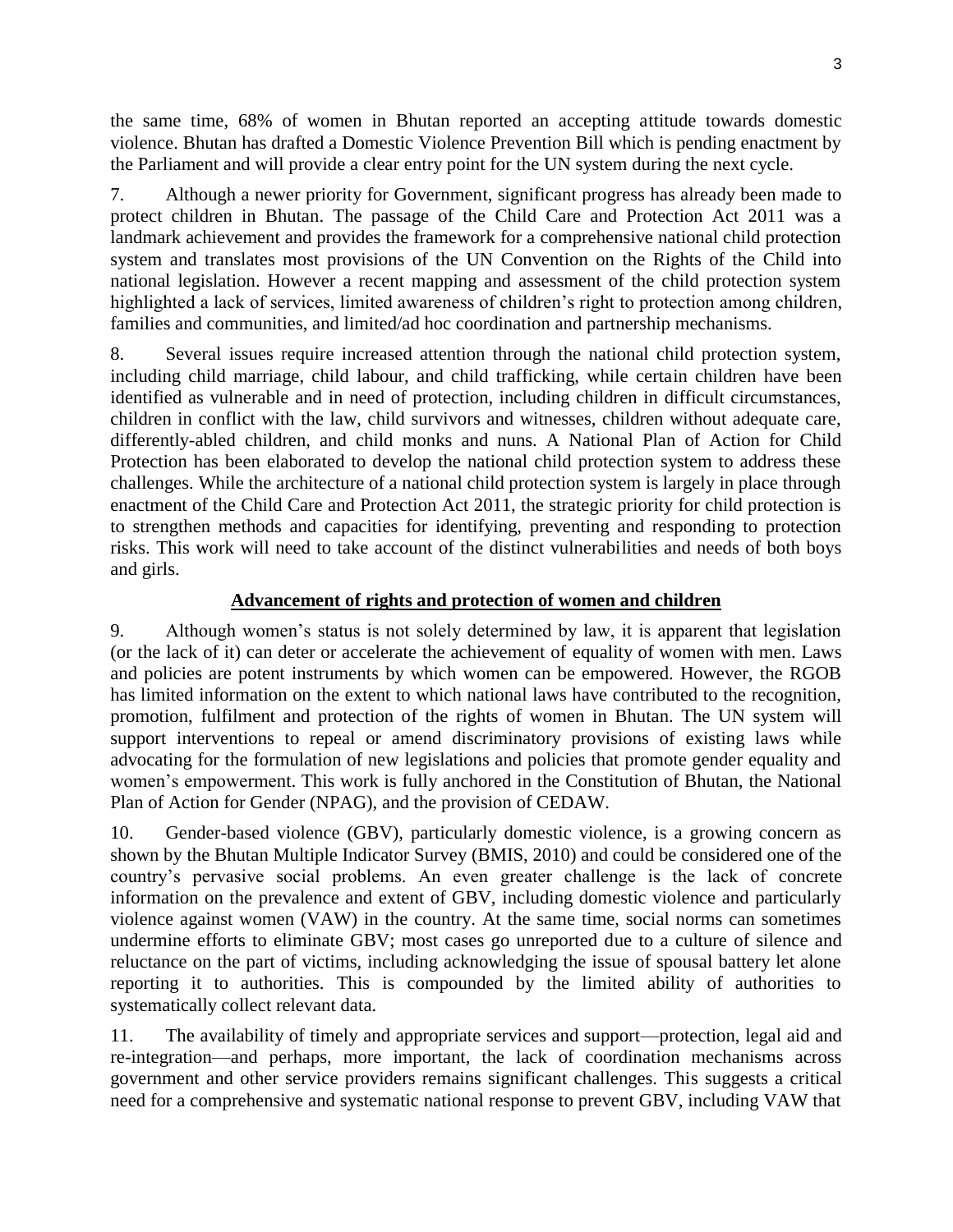the same time, 68% of women in Bhutan reported an accepting attitude towards domestic violence. Bhutan has drafted a Domestic Violence Prevention Bill which is pending enactment by the Parliament and will provide a clear entry point for the UN system during the next cycle.

7. Although a newer priority for Government, significant progress has already been made to protect children in Bhutan. The passage of the Child Care and Protection Act 2011 was a landmark achievement and provides the framework for a comprehensive national child protection system and translates most provisions of the UN Convention on the Rights of the Child into national legislation. However a recent mapping and assessment of the child protection system highlighted a lack of services, limited awareness of children's right to protection among children, families and communities, and limited/ad hoc coordination and partnership mechanisms.

8. Several issues require increased attention through the national child protection system, including child marriage, child labour, and child trafficking, while certain children have been identified as vulnerable and in need of protection, including children in difficult circumstances, children in conflict with the law, child survivors and witnesses, children without adequate care, differently-abled children, and child monks and nuns. A National Plan of Action for Child Protection has been elaborated to develop the national child protection system to address these challenges. While the architecture of a national child protection system is largely in place through enactment of the Child Care and Protection Act 2011, the strategic priority for child protection is to strengthen methods and capacities for identifying, preventing and responding to protection risks. This work will need to take account of the distinct vulnerabilities and needs of both boys and girls.

## Advancement of rights and protection of women and children

9. Although women's status is not solely determined by law, it is apparent that legislation (or the lack of it) can deter or accelerate the achievement of equality of women with men. Laws and policies are potent instruments by which women can be empowered. However, the RGOB has limited information on the extent to which national laws have contributed to the recognition, promotion, fulfilment and protection of the rights of women in Bhutan. The UN system will support interventions to repeal or amend discriminatory provisions of existing laws while advocating for the formulation of new legislations and policies that promote gender equality and women's empowerment. This work is fully anchored in the Constitution of Bhutan, the National Plan of Action for Gender (NPAG), and the provision of CEDAW.

10. Gender-based violence (GBV), particularly domestic violence, is a growing concern as shown by the Bhutan Multiple Indicator Survey (BMIS, 2010) and could be considered one of the country's pervasive social problems. An even greater challenge is the lack of concrete information on the prevalence and extent of GBV, including domestic violence and particularly violence against women (VAW) in the country. At the same time, social norms can sometimes undermine efforts to eliminate GBV; most cases go unreported due to a culture of silence and reluctance on the part of victims, including acknowledging the issue of spousal battery let alone reporting it to authorities. This is compounded by the limited ability of authorities to systematically collect relevant data.

11. The availability of timely and appropriate services and support—protection, legal aid and re-integration—and perhaps, more important, the lack of coordination mechanisms across government and other service providers remains significant challenges. This suggests a critical need for a comprehensive and systematic national response to prevent GBV, including VAW that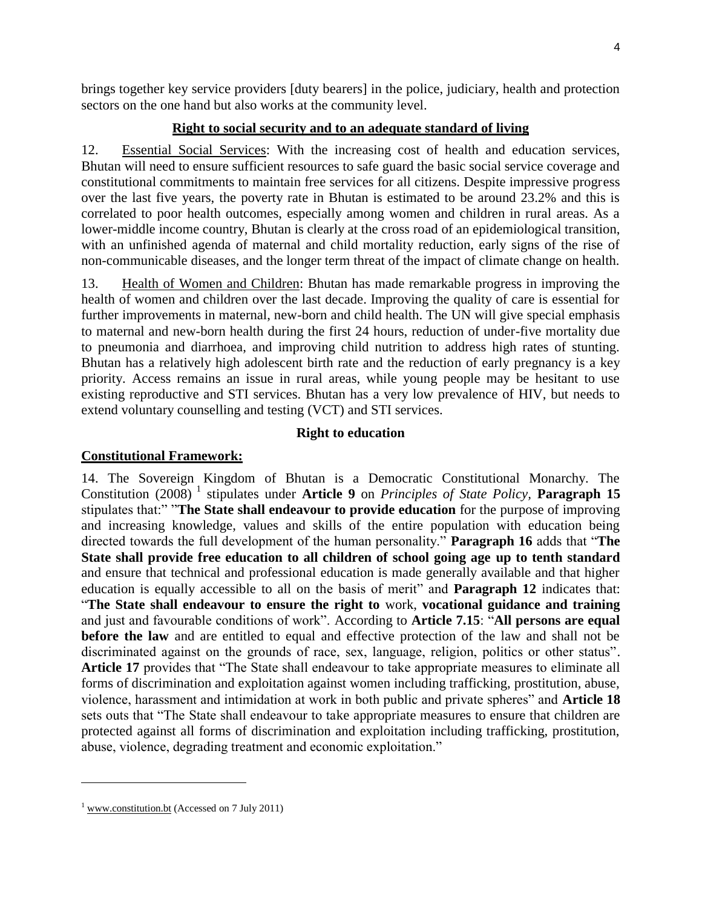brings together key service providers [duty bearers] in the police, judiciary, health and protection sectors on the one hand but also works at the community level.

## Right to social security and to an adequate standard of living

12. Essential Social Services: With the increasing cost of health and education services, Bhutan will need to ensure sufficient resources to safe guard the basic social service coverage and constitutional commitments to maintain free services for all citizens. Despite impressive progress over the last five years, the poverty rate in Bhutan is estimated to be around 23.2% and this is correlated to poor health outcomes, especially among women and children in rural areas. As a lower-middle income country, Bhutan is clearly at the cross road of an epidemiological transition, with an unfinished agenda of maternal and child mortality reduction, early signs of the rise of non-communicable diseases, and the longer term threat of the impact of climate change on health.

13. Health of Women and Children: Bhutan has made remarkable progress in improving the health of women and children over the last decade. Improving the quality of care is essential for further improvements in maternal, new-born and child health. The UN will give special emphasis to maternal and new-born health during the first 24 hours, reduction of under-five mortality due to pneumonia and diarrhoea, and improving child nutrition to address high rates of stunting. Bhutan has a relatively high adolescent birth rate and the reduction of early pregnancy is a key priority. Access remains an issue in rural areas, while young people may be hesitant to use existing reproductive and STI services. Bhutan has a very low prevalence of HIV, but needs to extend voluntary counselling and testing (VCT) and STI services.

## Right to education

### Constitutional Framework:

14. The Sovereign Kingdom of Bhutan is a Democratic Constitutional Monarchy. The Constitution (2008) [1] stipulates under **Article 9** on *Principles of State Policy*, **Paragraph 15** stipulates that:" "**The State shall endeavour to provide education** for the purpose of improving and increasing knowledge, values and skills of the entire population with education being directed towards the full development of the human personality." **Paragraph 16** adds that "**The State shall provide free education to all children of school going age up to tenth standard** and ensure that technical and professional education is made generally available and that higher education is equally accessible to all on the basis of merit" and **Paragraph 12** indicates that: "**The State shall endeavour to ensure the right to** work, **vocational guidance and training** and just and favourable conditions of work". According to **Article 7.15**: "**All persons are equal before the law** and are entitled to equal and effective protection of the law and shall not be discriminated against on the grounds of race, sex, language, religion, politics or other status". **Article 17** provides that "The State shall endeavour to take appropriate measures to eliminate all forms of discrimination and exploitation against women including trafficking, prostitution, abuse, violence, harassment and intimidation at work in both public and private spheres" and **Article 18** sets outs that "The State shall endeavour to take appropriate measures to ensure that children are protected against all forms of discrimination and exploitation including trafficking, prostitution, abuse, violence, degrading treatment and economic exploitation."

---

[1] www.constitution.bt (Accessed on 7 July 2011)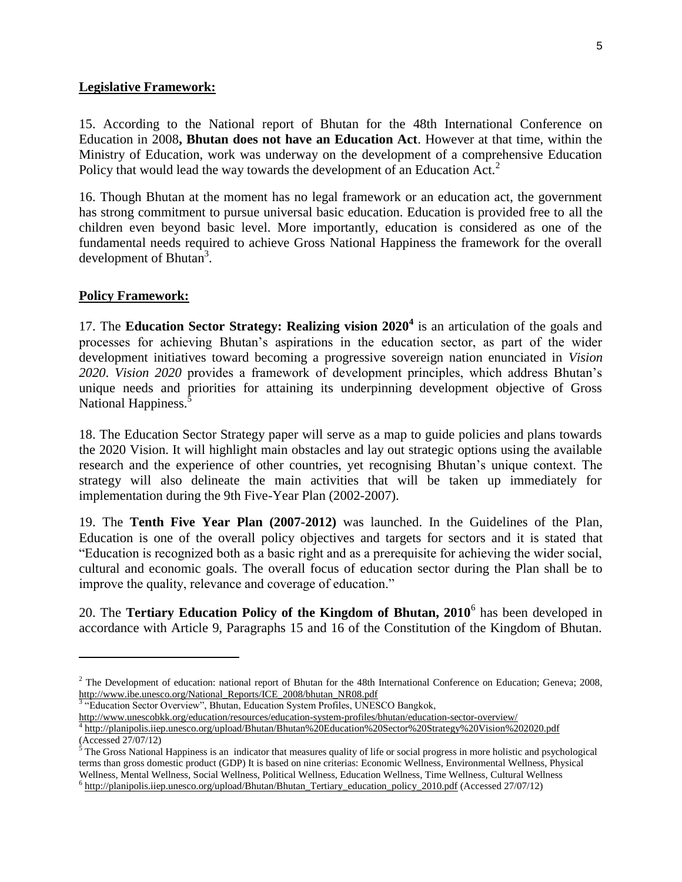**Legislative Framework:**

15. According to the National report of Bhutan for the 48th International Conference on Education in 2008**, Bhutan does not have an Education Act**. However at that time, within the Ministry of Education, work was underway on the development of a comprehensive Education Policy that would lead the way towards the development of an Education Act.[2]

16. Though Bhutan at the moment has no legal framework or an education act, the government has strong commitment to pursue universal basic education. Education is provided free to all the children even beyond basic level. More importantly, education is considered as one of the fundamental needs required to achieve Gross National Happiness the framework for the overall development of Bhutan[3].

**Policy Framework:**

17. The **Education Sector Strategy: Realizing vision 2020[4]** is an articulation of the goals and processes for achieving Bhutan's aspirations in the education sector, as part of the wider development initiatives toward becoming a progressive sovereign nation enunciated in *Vision 2020*. *Vision 2020* provides a framework of development principles, which address Bhutan's unique needs and priorities for attaining its underpinning development objective of Gross National Happiness.[5]

18. The Education Sector Strategy paper will serve as a map to guide policies and plans towards the 2020 Vision. It will highlight main obstacles and lay out strategic options using the available research and the experience of other countries, yet recognising Bhutan's unique context. The strategy will also delineate the main activities that will be taken up immediately for implementation during the 9th Five-Year Plan (2002-2007).

19. The **Tenth Five Year Plan (2007-2012)** was launched. In the Guidelines of the Plan, Education is one of the overall policy objectives and targets for sectors and it is stated that "Education is recognized both as a basic right and as a prerequisite for achieving the wider social, cultural and economic goals. The overall focus of education sector during the Plan shall be to improve the quality, relevance and coverage of education."

20. The **Tertiary Education Policy of the Kingdom of Bhutan, 2010**[6] has been developed in accordance with Article 9, Paragraphs 15 and 16 of the Constitution of the Kingdom of Bhutan.

---

[2] The Development of education: national report of Bhutan for the 48th International Conference on Education; Geneva; 2008, http://www.ibe.unesco.org/National_Reports/ICE_2008/bhutan_NR08.pdf

[3] "Education Sector Overview", Bhutan, Education System Profiles, UNESCO Bangkok, http://www.unescobkk.org/education/resources/education-system-profiles/bhutan/education-sector-overview/

[4] http://planipolis.iiep.unesco.org/upload/Bhutan/Bhutan%20Education%20Sector%20Strategy%20Vision%202020.pdf (Accessed 27/07/12)

[5] The Gross National Happiness is an indicator that measures quality of life or social progress in more holistic and psychological terms than gross domestic product (GDP) It is based on nine criterias: Economic Wellness, Environmental Wellness, Physical Wellness, Mental Wellness, Social Wellness, Political Wellness, Education Wellness, Time Wellness, Cultural Wellness

[6] http://planipolis.iiep.unesco.org/upload/Bhutan/Bhutan_Tertiary_education_policy_2010.pdf (Accessed 27/07/12)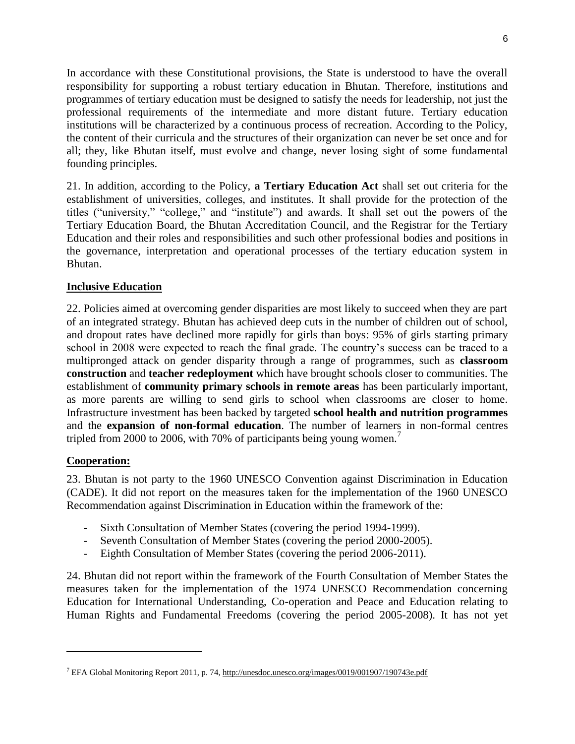In accordance with these Constitutional provisions, the State is understood to have the overall responsibility for supporting a robust tertiary education in Bhutan. Therefore, institutions and programmes of tertiary education must be designed to satisfy the needs for leadership, not just the professional requirements of the intermediate and more distant future. Tertiary education institutions will be characterized by a continuous process of recreation. According to the Policy, the content of their curricula and the structures of their organization can never be set once and for all; they, like Bhutan itself, must evolve and change, never losing sight of some fundamental founding principles.

21. In addition, according to the Policy, **a Tertiary Education Act** shall set out criteria for the establishment of universities, colleges, and institutes. It shall provide for the protection of the titles ("university," "college," and "institute") and awards. It shall set out the powers of the Tertiary Education Board, the Bhutan Accreditation Council, and the Registrar for the Tertiary Education and their roles and responsibilities and such other professional bodies and positions in the governance, interpretation and operational processes of the tertiary education system in Bhutan.

**Inclusive Education**

22. Policies aimed at overcoming gender disparities are most likely to succeed when they are part of an integrated strategy. Bhutan has achieved deep cuts in the number of children out of school, and dropout rates have declined more rapidly for girls than boys: 95% of girls starting primary school in 2008 were expected to reach the final grade. The country's success can be traced to a multipronged attack on gender disparity through a range of programmes, such as **classroom construction** and **teacher redeployment** which have brought schools closer to communities. The establishment of **community primary schools in remote areas** has been particularly important, as more parents are willing to send girls to school when classrooms are closer to home. Infrastructure investment has been backed by targeted **school health and nutrition programmes** and the **expansion of non-formal education**. The number of learners in non-formal centres tripled from 2000 to 2006, with 70% of participants being young women.[7]

**Cooperation:**

23. Bhutan is not party to the 1960 UNESCO Convention against Discrimination in Education (CADE). It did not report on the measures taken for the implementation of the 1960 UNESCO Recommendation against Discrimination in Education within the framework of the:

- Sixth Consultation of Member States (covering the period 1994-1999).
- Seventh Consultation of Member States (covering the period 2000-2005).
- Eighth Consultation of Member States (covering the period 2006-2011).

24. Bhutan did not report within the framework of the Fourth Consultation of Member States the measures taken for the implementation of the 1974 UNESCO Recommendation concerning Education for International Understanding, Co-operation and Peace and Education relating to Human Rights and Fundamental Freedoms (covering the period 2005-2008). It has not yet

---

[7] EFA Global Monitoring Report 2011, p. 74, http://unesdoc.unesco.org/images/0019/001907/190743e.pdf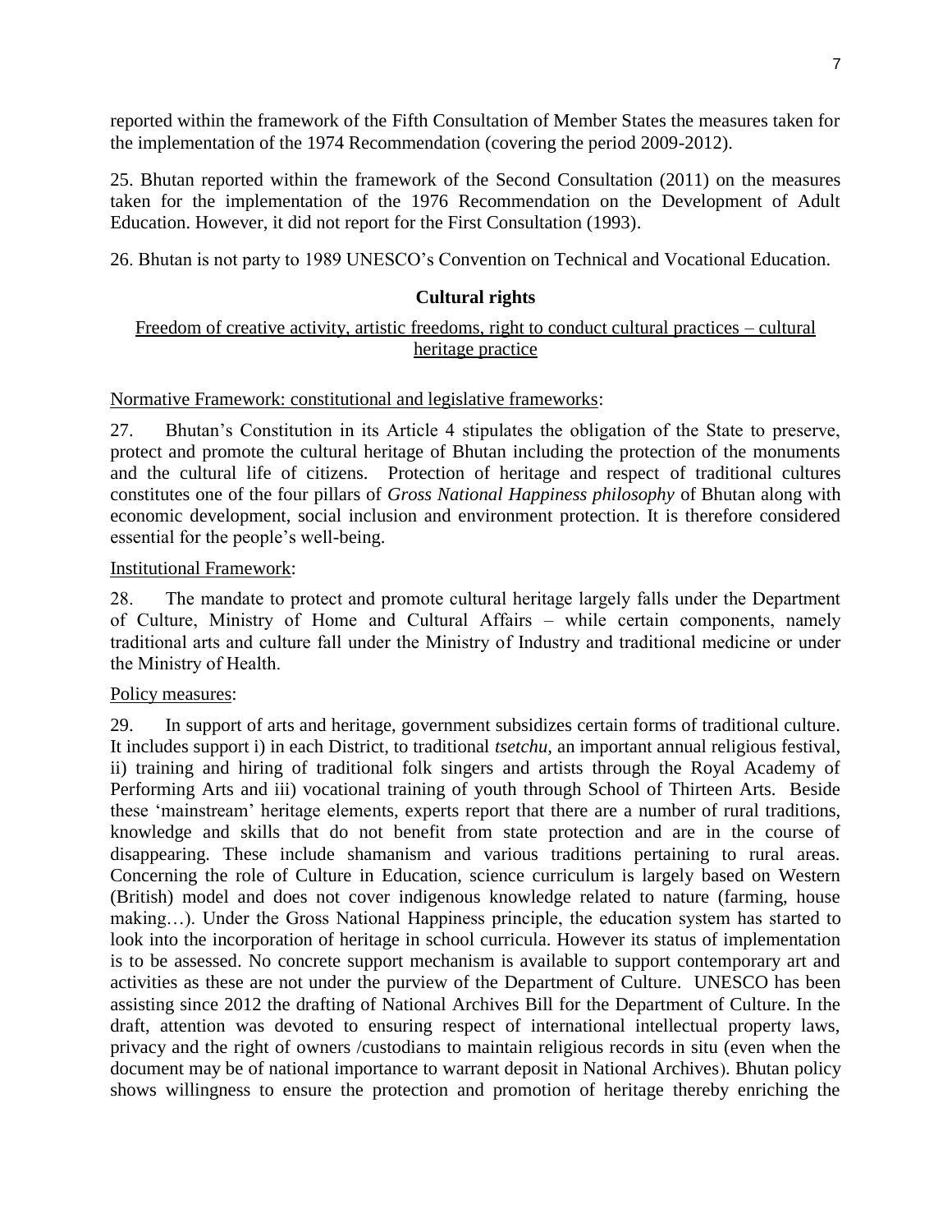reported within the framework of the Fifth Consultation of Member States the measures taken for the implementation of the 1974 Recommendation (covering the period 2009-2012).

25. Bhutan reported within the framework of the Second Consultation (2011) on the measures taken for the implementation of the 1976 Recommendation on the Development of Adult Education. However, it did not report for the First Consultation (1993).

26. Bhutan is not party to 1989 UNESCO's Convention on Technical and Vocational Education.

### Cultural rights

Freedom of creative activity, artistic freedoms, right to conduct cultural practices – cultural heritage practice

Normative Framework: constitutional and legislative frameworks:

27. Bhutan's Constitution in its Article 4 stipulates the obligation of the State to preserve, protect and promote the cultural heritage of Bhutan including the protection of the monuments and the cultural life of citizens. Protection of heritage and respect of traditional cultures constitutes one of the four pillars of *Gross National Happiness philosophy* of Bhutan along with economic development, social inclusion and environment protection. It is therefore considered essential for the people's well-being.

Institutional Framework:

28. The mandate to protect and promote cultural heritage largely falls under the Department of Culture, Ministry of Home and Cultural Affairs – while certain components, namely traditional arts and culture fall under the Ministry of Industry and traditional medicine or under the Ministry of Health.

Policy measures:

29. In support of arts and heritage, government subsidizes certain forms of traditional culture. It includes support i) in each District, to traditional *tsetchu,* an important annual religious festival, ii) training and hiring of traditional folk singers and artists through the Royal Academy of Performing Arts and iii) vocational training of youth through School of Thirteen Arts. Beside these 'mainstream' heritage elements, experts report that there are a number of rural traditions, knowledge and skills that do not benefit from state protection and are in the course of disappearing. These include shamanism and various traditions pertaining to rural areas. Concerning the role of Culture in Education, science curriculum is largely based on Western (British) model and does not cover indigenous knowledge related to nature (farming, house making…). Under the Gross National Happiness principle, the education system has started to look into the incorporation of heritage in school curricula. However its status of implementation is to be assessed. No concrete support mechanism is available to support contemporary art and activities as these are not under the purview of the Department of Culture. UNESCO has been assisting since 2012 the drafting of National Archives Bill for the Department of Culture. In the draft, attention was devoted to ensuring respect of international intellectual property laws, privacy and the right of owners /custodians to maintain religious records in situ (even when the document may be of national importance to warrant deposit in National Archives). Bhutan policy shows willingness to ensure the protection and promotion of heritage thereby enriching the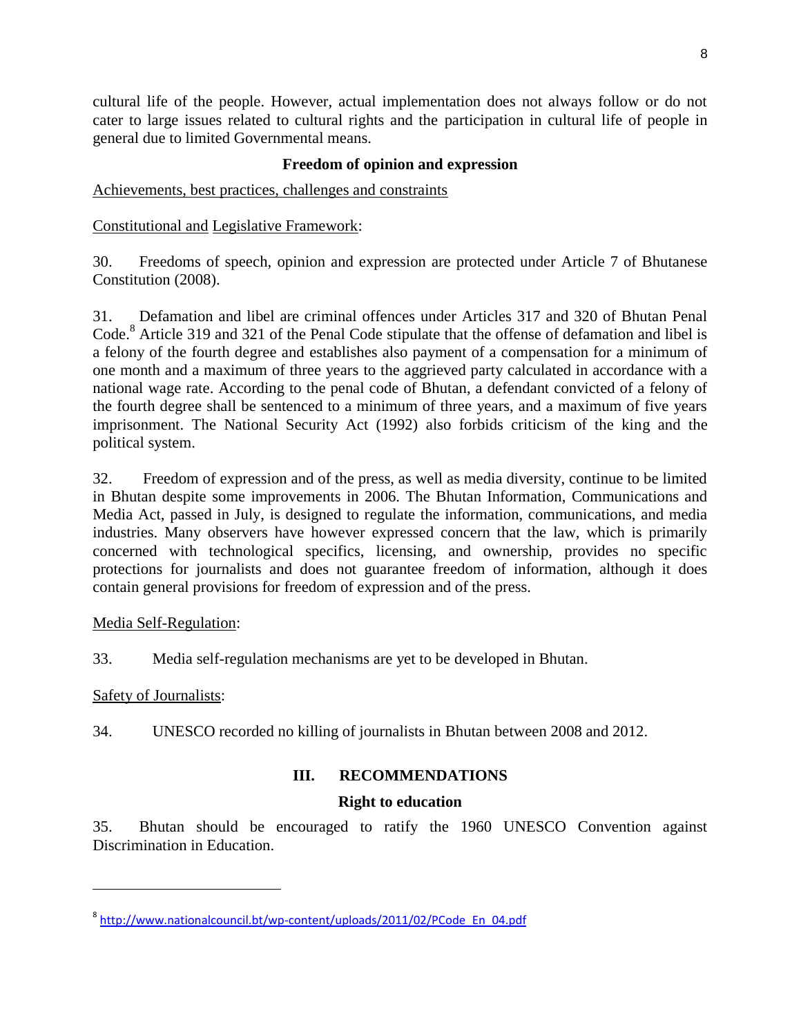cultural life of the people. However, actual implementation does not always follow or do not cater to large issues related to cultural rights and the participation in cultural life of people in general due to limited Governmental means.

**Freedom of opinion and expression**

Achievements, best practices, challenges and constraints

Constitutional and Legislative Framework:

30. Freedoms of speech, opinion and expression are protected under Article 7 of Bhutanese Constitution (2008).

31. Defamation and libel are criminal offences under Articles 317 and 320 of Bhutan Penal Code.[8] Article 319 and 321 of the Penal Code stipulate that the offense of defamation and libel is a felony of the fourth degree and establishes also payment of a compensation for a minimum of one month and a maximum of three years to the aggrieved party calculated in accordance with a national wage rate. According to the penal code of Bhutan, a defendant convicted of a felony of the fourth degree shall be sentenced to a minimum of three years, and a maximum of five years imprisonment. The National Security Act (1992) also forbids criticism of the king and the political system.

32. Freedom of expression and of the press, as well as media diversity, continue to be limited in Bhutan despite some improvements in 2006. The Bhutan Information, Communications and Media Act, passed in July, is designed to regulate the information, communications, and media industries. Many observers have however expressed concern that the law, which is primarily concerned with technological specifics, licensing, and ownership, provides no specific protections for journalists and does not guarantee freedom of information, although it does contain general provisions for freedom of expression and of the press.

Media Self-Regulation:

33. Media self-regulation mechanisms are yet to be developed in Bhutan.

Safety of Journalists:

34. UNESCO recorded no killing of journalists in Bhutan between 2008 and 2012.

## III. RECOMMENDATIONS

**Right to education**

35. Bhutan should be encouraged to ratify the 1960 UNESCO Convention against Discrimination in Education.

---

[8] http://www.nationalcouncil.bt/wp-content/uploads/2011/02/PCode_En_04.pdf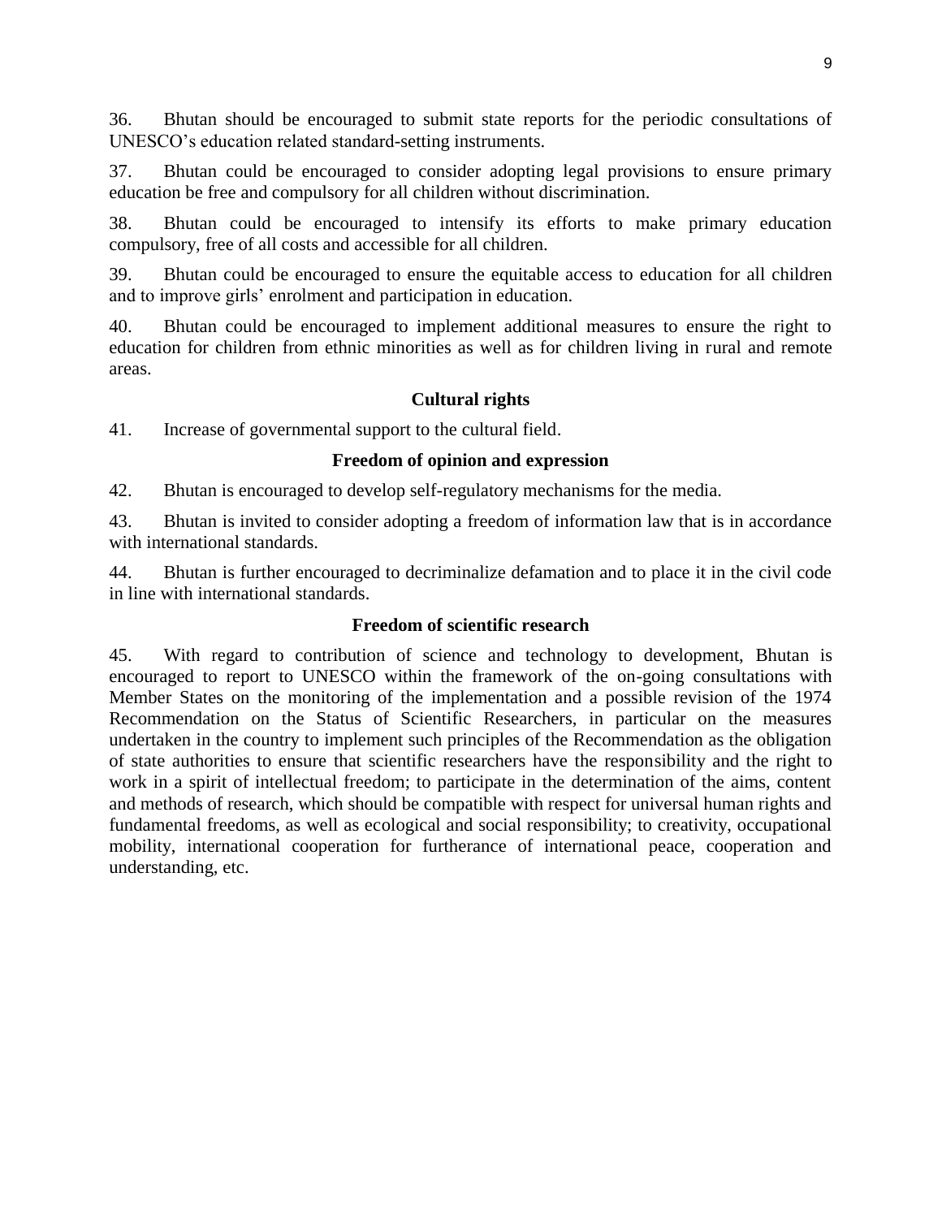36. Bhutan should be encouraged to submit state reports for the periodic consultations of UNESCO's education related standard-setting instruments.

37. Bhutan could be encouraged to consider adopting legal provisions to ensure primary education be free and compulsory for all children without discrimination.

38. Bhutan could be encouraged to intensify its efforts to make primary education compulsory, free of all costs and accessible for all children.

39. Bhutan could be encouraged to ensure the equitable access to education for all children and to improve girls' enrolment and participation in education.

40. Bhutan could be encouraged to implement additional measures to ensure the right to education for children from ethnic minorities as well as for children living in rural and remote areas.

### Cultural rights

41. Increase of governmental support to the cultural field.

### Freedom of opinion and expression

42. Bhutan is encouraged to develop self-regulatory mechanisms for the media.

43. Bhutan is invited to consider adopting a freedom of information law that is in accordance with international standards.

44. Bhutan is further encouraged to decriminalize defamation and to place it in the civil code in line with international standards.

### Freedom of scientific research

45. With regard to contribution of science and technology to development, Bhutan is encouraged to report to UNESCO within the framework of the on-going consultations with Member States on the monitoring of the implementation and a possible revision of the 1974 Recommendation on the Status of Scientific Researchers, in particular on the measures undertaken in the country to implement such principles of the Recommendation as the obligation of state authorities to ensure that scientific researchers have the responsibility and the right to work in a spirit of intellectual freedom; to participate in the determination of the aims, content and methods of research, which should be compatible with respect for universal human rights and fundamental freedoms, as well as ecological and social responsibility; to creativity, occupational mobility, international cooperation for furtherance of international peace, cooperation and understanding, etc.